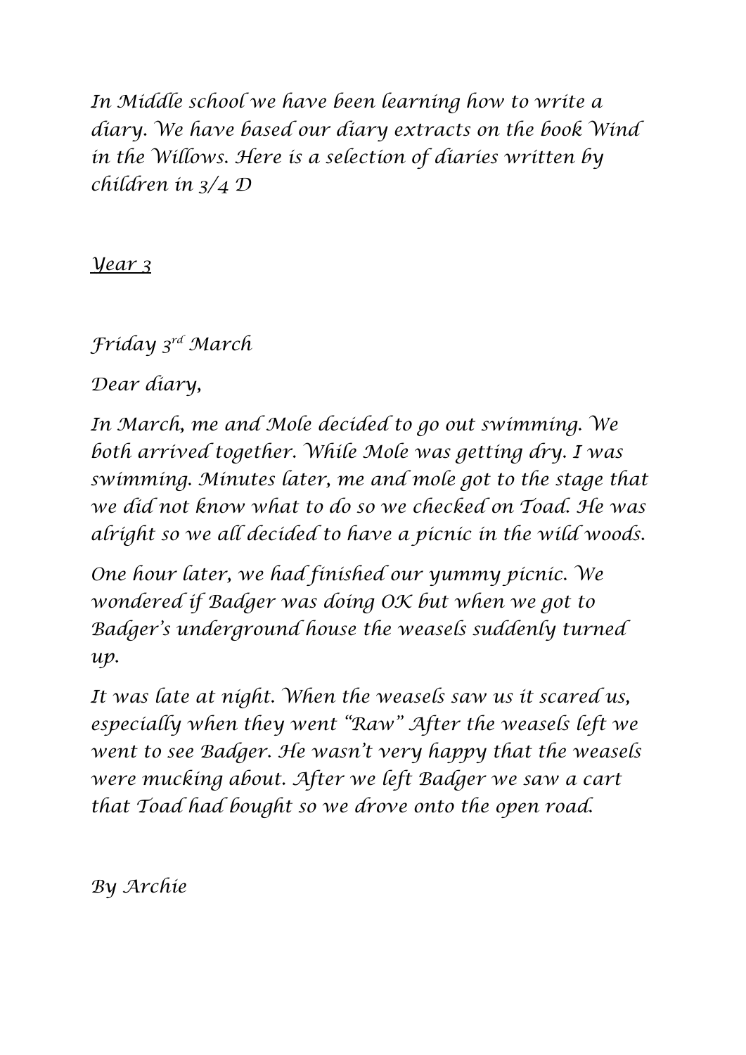*In Middle school we have been learning how to write a diary. We have based our diary extracts on the book Wind in the Willows. Here is a selection of diaries written by children in 3/4 D*

## *Year 3*

*Friday 3rd March*

*Dear diary,*

*In March, me and Mole decided to go out swimming. We both arrived together. While Mole was getting dry. I was swimming. Minutes later, me and mole got to the stage that we did not know what to do so we checked on Toad. He was alright so we all decided to have a picnic in the wild woods.*

*One hour later, we had finished our yummy picnic. We wondered if Badger was doing OK but when we got to Badger's underground house the weasels suddenly turned up.*

*It was late at night. When the weasels saw us it scared us, especially when they went "Raw" After the weasels left we went to see Badger. He wasn't very happy that the weasels were mucking about. After we left Badger we saw a cart that Toad had bought so we drove onto the open road.*

*By Archie*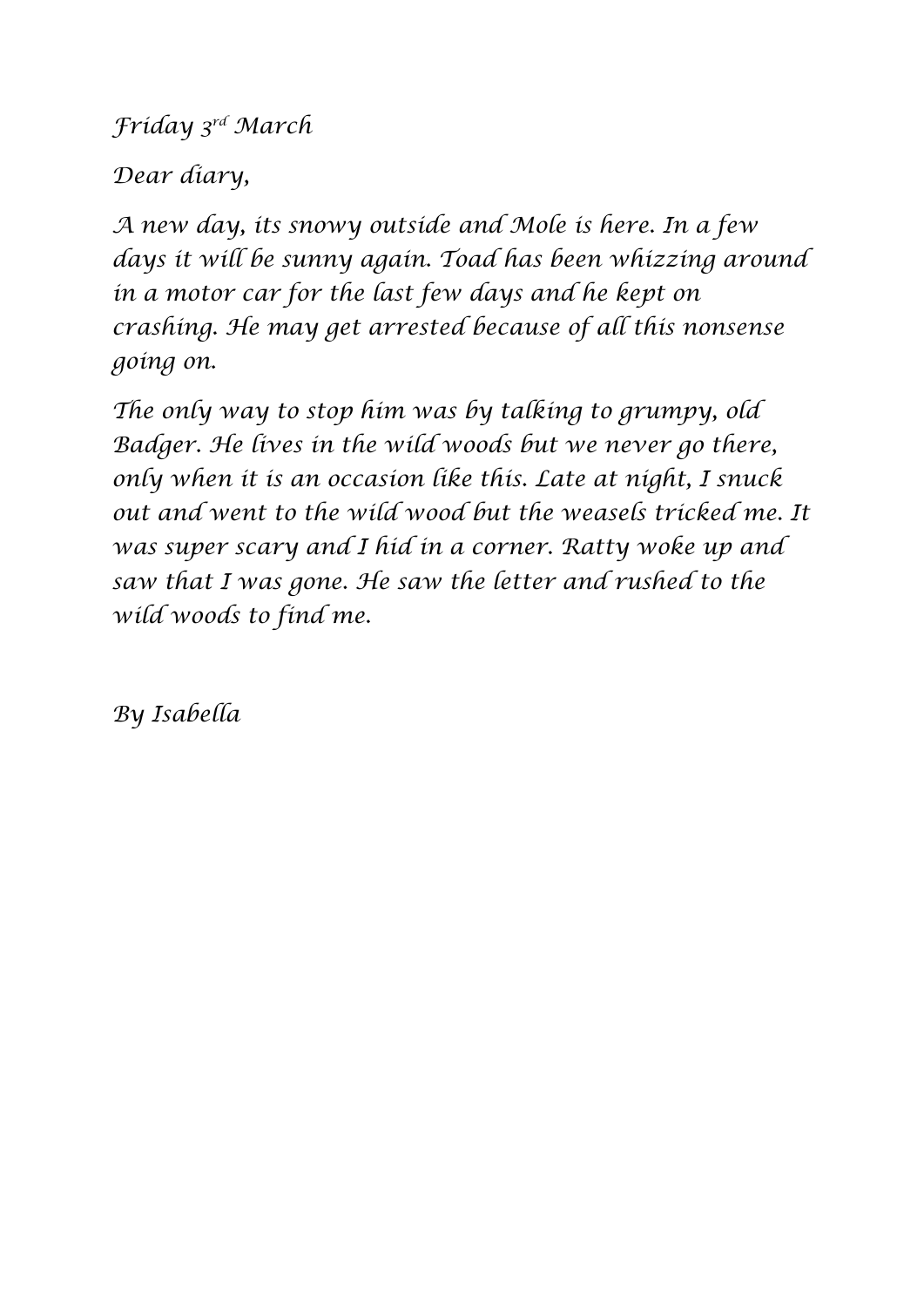*Friday 3rd March*

*Dear diary,*

*A new day, its snowy outside and Mole is here. In a few days it will be sunny again. Toad has been whizzing around in a motor car for the last few days and he kept on crashing. He may get arrested because of all this nonsense going on.*

*The only way to stop him was by talking to grumpy, old Badger. He lives in the wild woods but we never go there, only when it is an occasion like this. Late at night, I snuck out and went to the wild wood but the weasels tricked me. It was super scary and I hid in a corner. Ratty woke up and saw that I was gone. He saw the letter and rushed to the wild woods to find me.*

*By Isabella*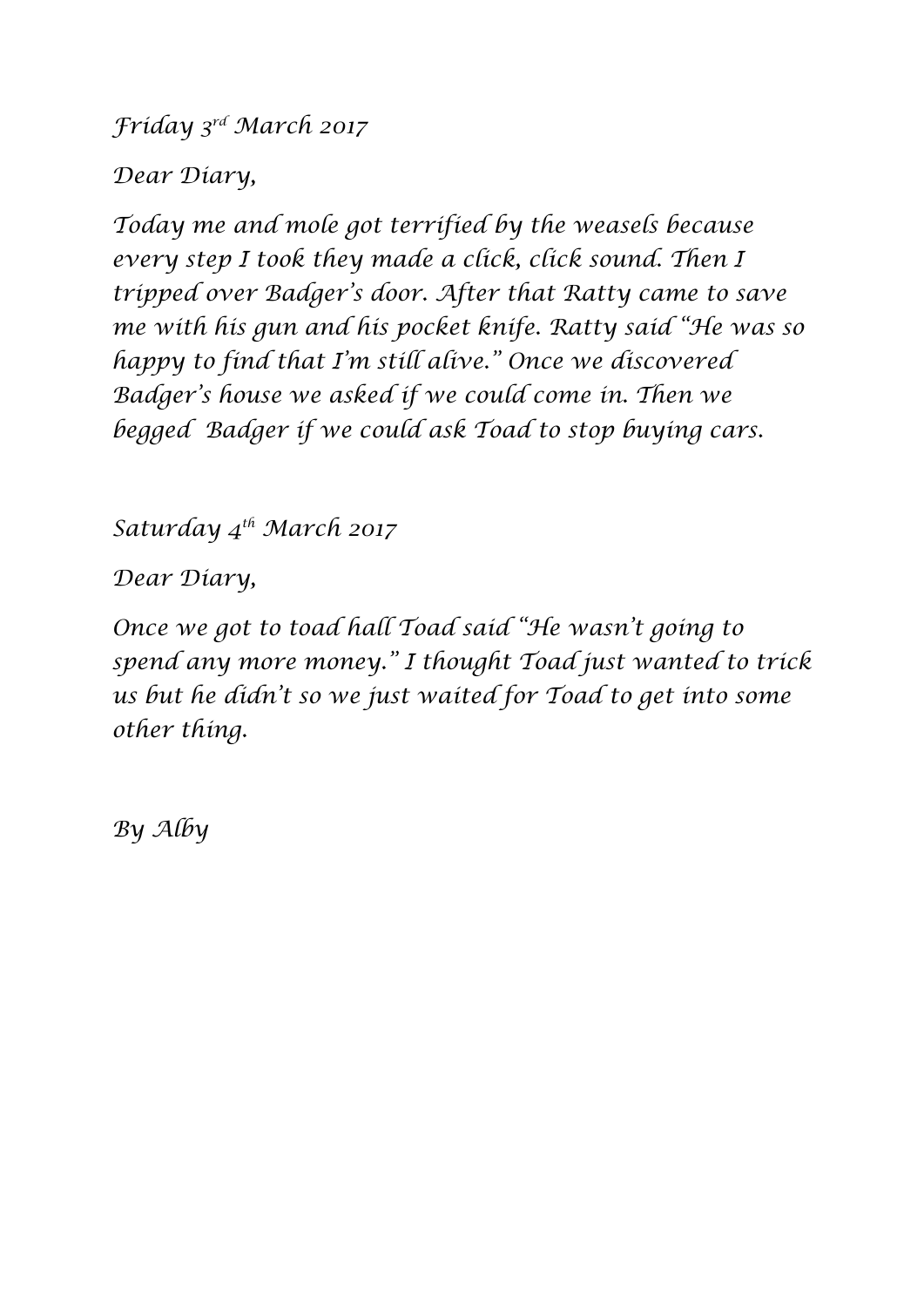*Friday 3rd March 2017*

*Dear Diary,*

*Today me and mole got terrified by the weasels because every step I took they made a click, click sound. Then I tripped over Badger's door. After that Ratty came to save me with his gun and his pocket knife. Ratty said "He was so happy to find that I'm still alive." Once we discovered Badger's house we asked if we could come in. Then we begged Badger if we could ask Toad to stop buying cars.*

*Saturday 4th March 2017*

*Dear Diary,*

*Once we got to toad hall Toad said "He wasn't going to spend any more money." I thought Toad just wanted to trick us but he didn't so we just waited for Toad to get into some other thing.*

*By Alby*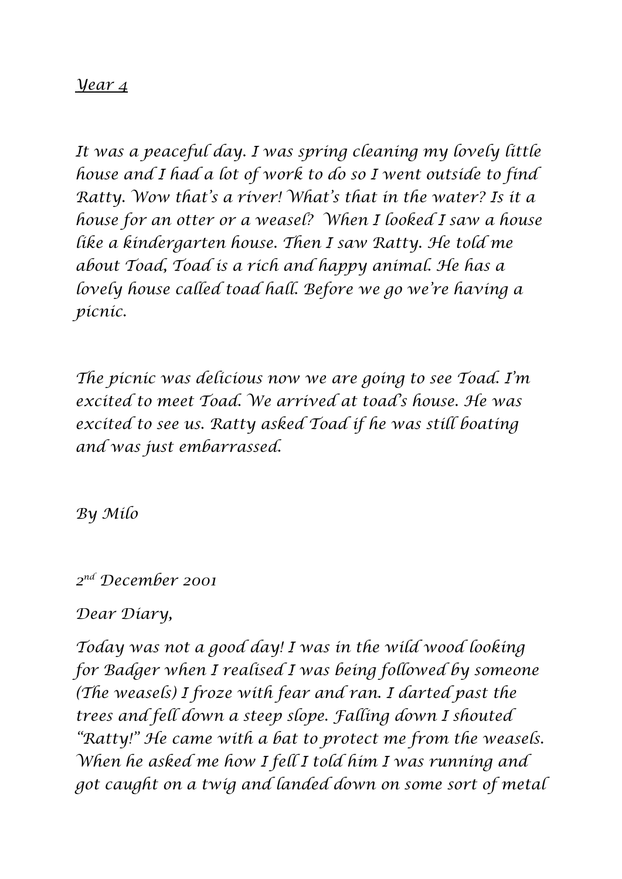*Year 4*

*It was a peaceful day. I was spring cleaning my lovely little house and I had a lot of work to do so I went outside to find Ratty. Wow that's a river! What's that in the water? Is it a house for an otter or a weasel? When I looked I saw a house like a kindergarten house. Then I saw Ratty. He told me about Toad, Toad is a rich and happy animal. He has a lovely house called toad hall. Before we go we're having a picnic.*

*The picnic was delicious now we are going to see Toad. I'm excited to meet Toad. We arrived at toad's house. He was excited to see us. Ratty asked Toad if he was still boating and was just embarrassed.*

*By Milo*

*2nd December 2001*

*Dear Diary,*

*Today was not a good day! I was in the wild wood looking for Badger when I realised I was being followed by someone (The weasels) I froze with fear and ran. I darted past the trees and fell down a steep slope. Falling down I shouted "Ratty!" He came with a bat to protect me from the weasels. When he asked me how I fell I told him I was running and got caught on a twig and landed down on some sort of metal*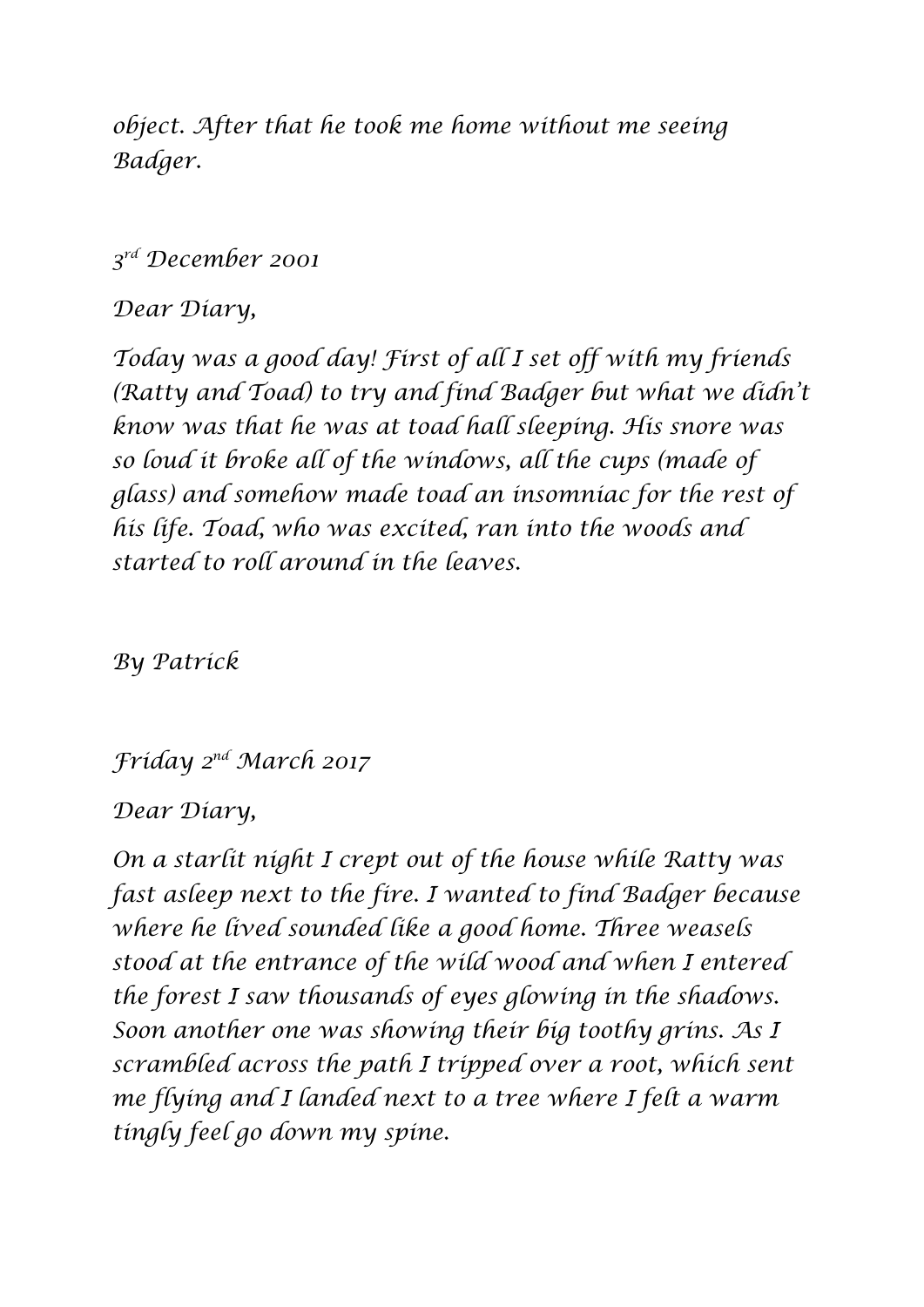*object. After that he took me home without me seeing Badger.*

*3rd December 2001*

*Dear Diary,*

*Today was a good day! First of all I set off with my friends (Ratty and Toad) to try and find Badger but what we didn't know was that he was at toad hall sleeping. His snore was so loud it broke all of the windows, all the cups (made of glass) and somehow made toad an insomniac for the rest of his life. Toad, who was excited, ran into the woods and started to roll around in the leaves.*

*By Patrick*

*Friday 2nd March 2017*

*Dear Diary,*

*On a starlit night I crept out of the house while Ratty was fast asleep next to the fire. I wanted to find Badger because where he lived sounded like a good home. Three weasels stood at the entrance of the wild wood and when I entered the forest I saw thousands of eyes glowing in the shadows. Soon another one was showing their big toothy grins. As I scrambled across the path I tripped over a root, which sent me flying and I landed next to a tree where I felt a warm tingly feel go down my spine.*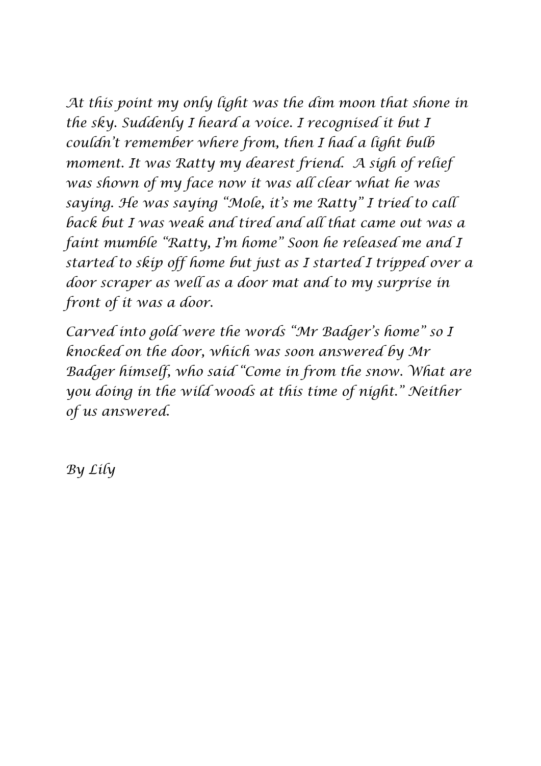*At this point my only light was the dim moon that shone in the sky. Suddenly I heard a voice. I recognised it but I couldn't remember where from, then I had a light bulb moment. It was Ratty my dearest friend.  A sigh of relief was shown of my face now it was all clear what he was saying. He was saying "Mole, it's me Ratty" I tried to call back but I was weak and tired and all that came out was a faint mumble "Ratty, I'm home" Soon he released me and I started to skip off home but just as I started I tripped over a door scraper as well as a door mat and to my surprise in front of it was a door.*

*Carved into gold were the words "Mr Badger's home" so I knocked on the door, which was soon answered by Mr Badger himself, who said "Come in from the snow. What are you doing in the wild woods at this time of night." Neither of us answered.*

*By Lily*